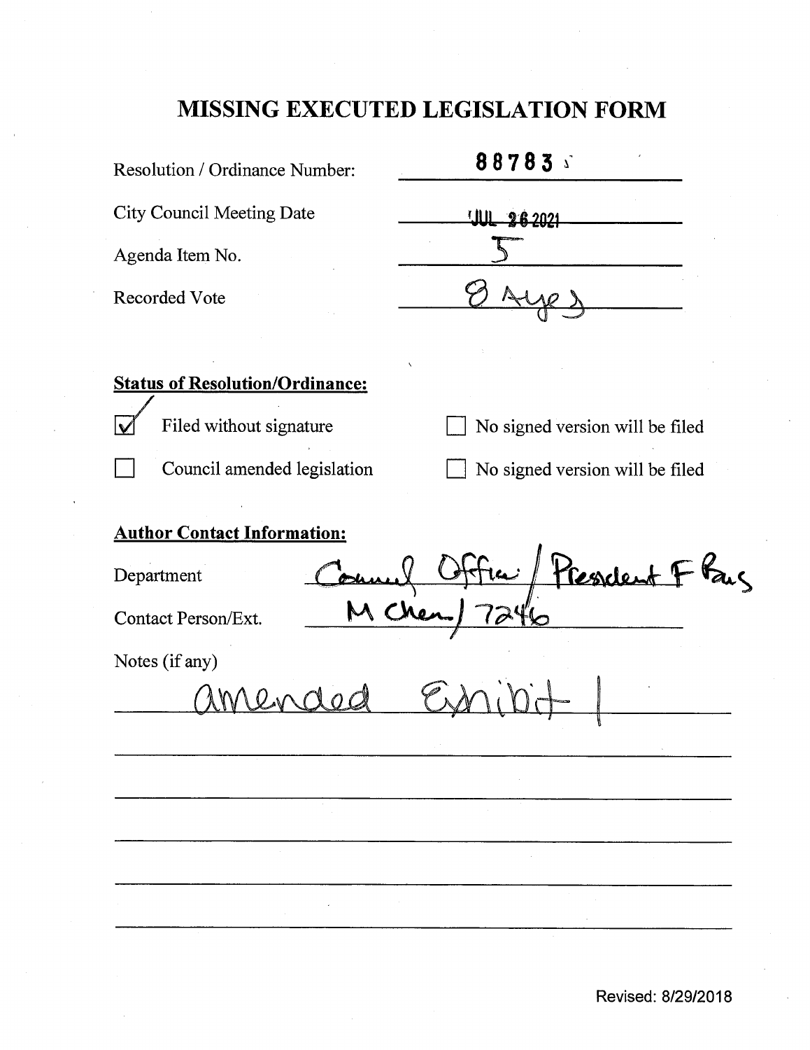# MISSING EXECUTED LEGISLATION FORM

Resolution / Ordinance Number: 88783

City Council Meeting Date: JUL 26 2021

Agenda Item No.: 5

Recorded Vote: 8 Ayes

**Status of Resolution/Ordinance:**

- [x] Filed without signature
- [ ] No signed version will be filed
- [ ] Council amended legislation
- [ ] No signed version will be filed

**Author Contact Information:**

Department: Council Office / President F Bas

Contact Person/Ext.: M Chen / 7246

Notes (if any)

amended Exhibit 1

Revised: 8/29/2018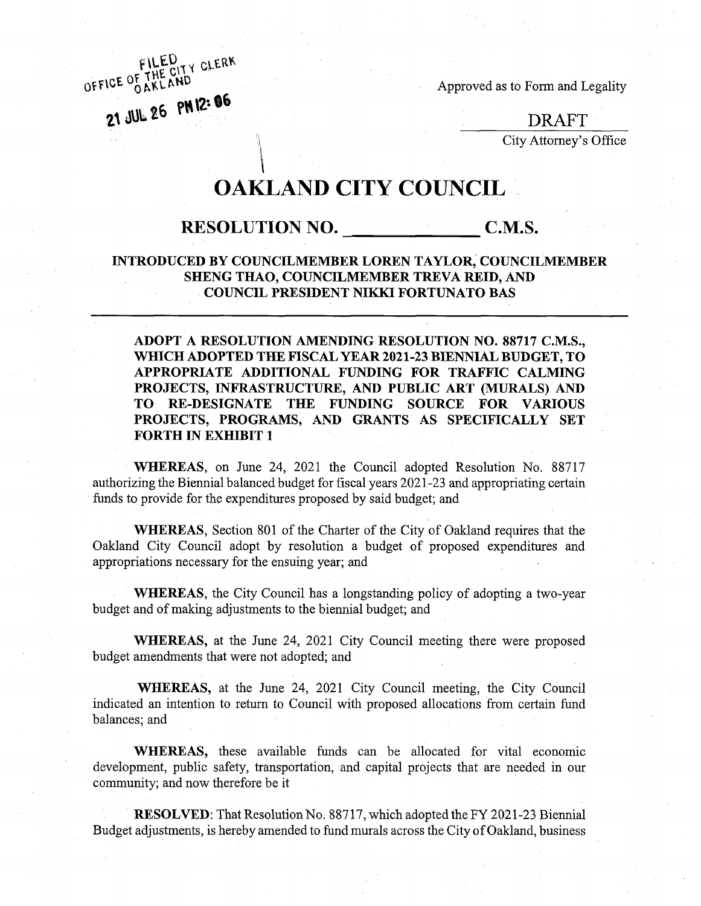FILED
OFFICE OF THE CITY CLERK
OAKLAND

21 JUL 26 PM 12: 06

Approved as to Form and Legality

DRAFT

City Attorney's Office

# OAKLAND CITY COUNCIL

## RESOLUTION NO. _____________ C.M.S.

**INTRODUCED BY COUNCILMEMBER LOREN TAYLOR, COUNCILMEMBER SHENG THAO, COUNCILMEMBER TREVA REID, AND COUNCIL PRESIDENT NIKKI FORTUNATO BAS**

---

**ADOPT A RESOLUTION AMENDING RESOLUTION NO. 88717 C.M.S., WHICH ADOPTED THE FISCAL YEAR 2021-23 BIENNIAL BUDGET, TO APPROPRIATE ADDITIONAL FUNDING FOR TRAFFIC CALMING PROJECTS, INFRASTRUCTURE, AND PUBLIC ART (MURALS) AND TO RE-DESIGNATE THE FUNDING SOURCE FOR VARIOUS PROJECTS, PROGRAMS, AND GRANTS AS SPECIFICALLY SET FORTH IN EXHIBIT 1**

**WHEREAS**, on June 24, 2021 the Council adopted Resolution No. 88717 authorizing the Biennial balanced budget for fiscal years 2021-23 and appropriating certain funds to provide for the expenditures proposed by said budget; and

**WHEREAS**, Section 801 of the Charter of the City of Oakland requires that the Oakland City Council adopt by resolution a budget of proposed expenditures and appropriations necessary for the ensuing year; and

**WHEREAS**, the City Council has a longstanding policy of adopting a two-year budget and of making adjustments to the biennial budget; and

**WHEREAS,** at the June 24, 2021 City Council meeting there were proposed budget amendments that were not adopted; and

**WHEREAS,** at the June 24, 2021 City Council meeting, the City Council indicated an intention to return to Council with proposed allocations from certain fund balances; and

**WHEREAS,** these available funds can be allocated for vital economic development, public safety, transportation, and capital projects that are needed in our community; and now therefore be it

**RESOLVED**: That Resolution No. 88717, which adopted the FY 2021-23 Biennial Budget adjustments, is hereby amended to fund murals across the City of Oakland, business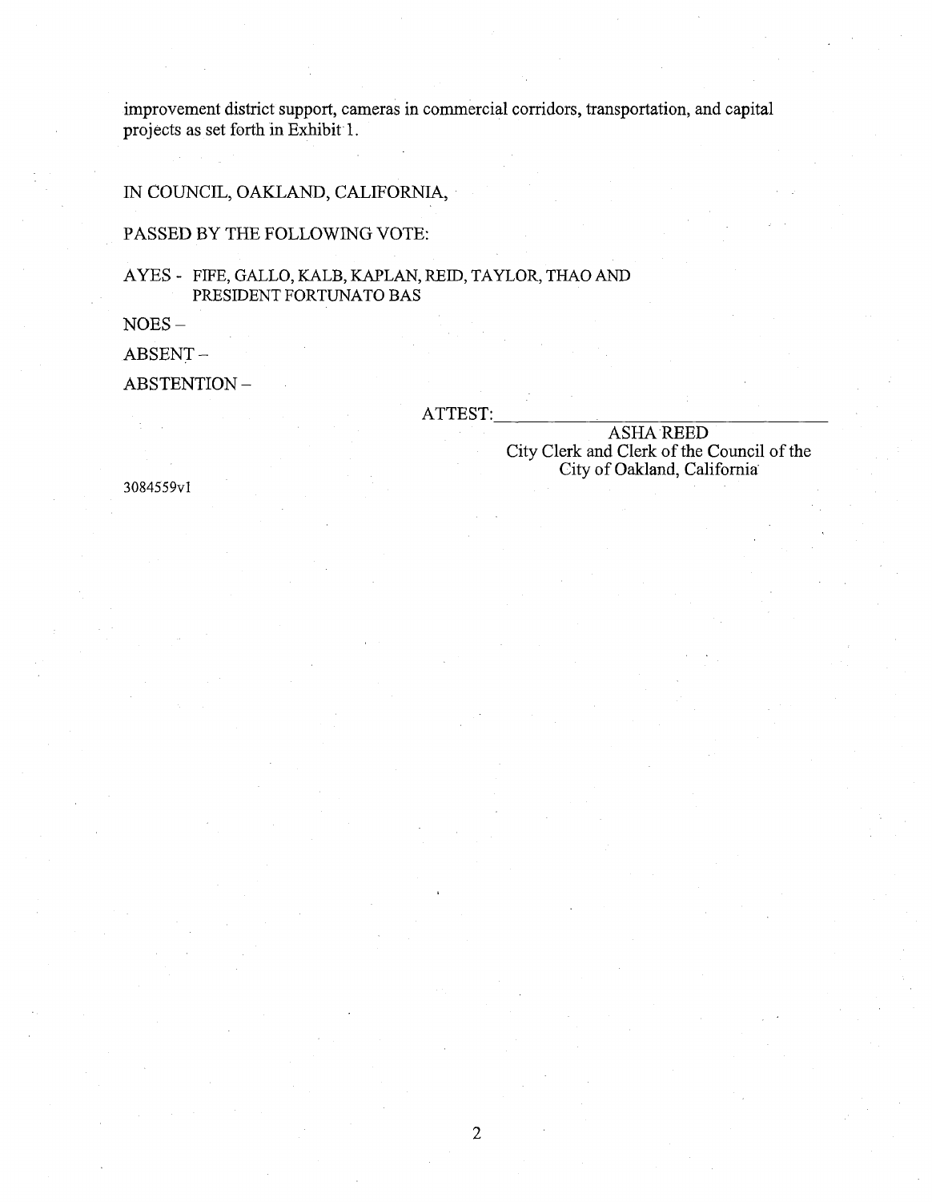improvement district support, cameras in commercial corridors, transportation, and capital projects as set forth in Exhibit 1.

IN COUNCIL, OAKLAND, CALIFORNIA,

PASSED BY THE FOLLOWING VOTE:

AYES - FIFE, GALLO, KALB, KAPLAN, REID, TAYLOR, THAO AND PRESIDENT FORTUNATO BAS

NOES –

ABSENT –

ABSTENTION –

ATTEST:\_\_\_\_\_\_\_\_\_\_\_\_\_\_\_\_\_\_\_\_\_\_\_\_\_\_\_\_

ASHA REED
City Clerk and Clerk of the Council of the City of Oakland, California

3084559v1